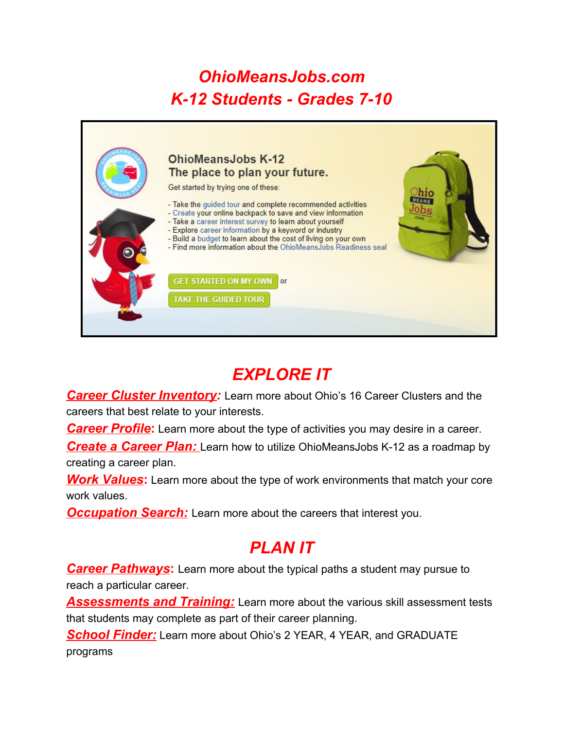# OhioMeansJobs.com
# K-12 Students - Grades 7-10

OhioMeansJobs K-12
The place to plan your future.

Get started by trying one of these:

- Take the guided tour and complete recommended activities
- Create your online backpack to save and view information
- Take a career interest survey to learn about yourself
- Explore career information by a keyword or industry
- Build a budget to learn about the cost of living on your own
- Find more information about the OhioMeansJobs Readiness seal

GET STARTED ON MY OWN or

TAKE THE GUIDED TOUR

## EXPLORE IT

***Career Cluster Inventory:*** Learn more about Ohio's 16 Career Clusters and the careers that best relate to your interests.

***Career Profile*:** Learn more about the type of activities you may desire in a career.

***Create a Career Plan:*** Learn how to utilize OhioMeansJobs K-12 as a roadmap by creating a career plan.

***Work Values*:** Learn more about the type of work environments that match your core work values.

***Occupation Search:*** Learn more about the careers that interest you.

## PLAN IT

***Career Pathways*:** Learn more about the typical paths a student may pursue to reach a particular career.

***Assessments and Training:*** Learn more about the various skill assessment tests that students may complete as part of their career planning.

***School Finder:*** Learn more about Ohio's 2 YEAR, 4 YEAR, and GRADUATE programs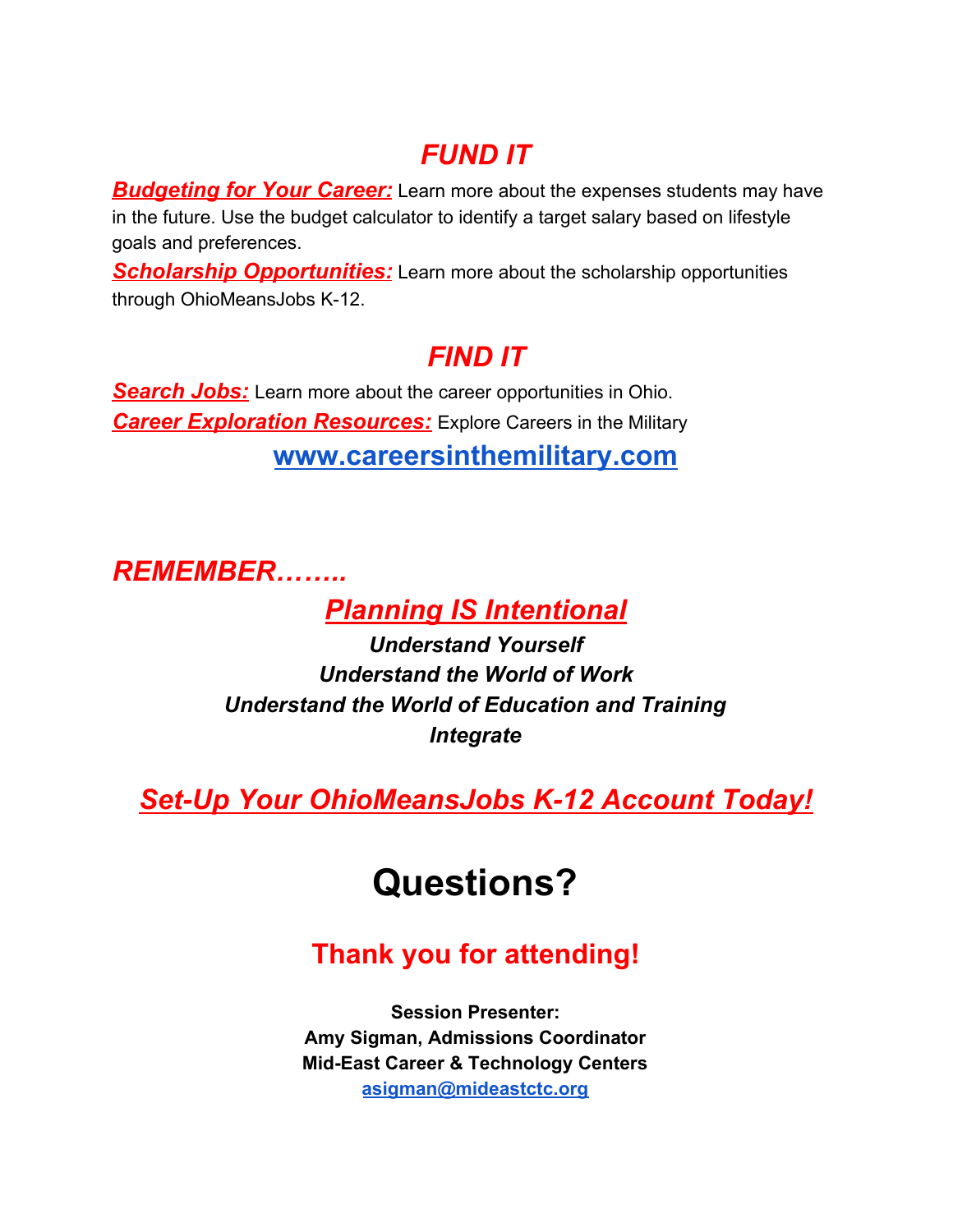## *FUND IT*

***Budgeting for Your Career:*** Learn more about the expenses students may have in the future. Use the budget calculator to identify a target salary based on lifestyle goals and preferences.

***Scholarship Opportunities:*** Learn more about the scholarship opportunities through OhioMeansJobs K-12.

## *FIND IT*

***Search Jobs:*** Learn more about the career opportunities in Ohio.

***Career Exploration Resources:*** Explore Careers in the Military

**www.careersinthemilitary.com**

***REMEMBER……..***

***Planning IS Intentional***

***Understand Yourself***

***Understand the World of Work***

***Understand the World of Education and Training***

***Integrate***

## *Set-Up Your OhioMeansJobs K-12 Account Today!*

# Questions?

## Thank you for attending!

**Session Presenter:**
**Amy Sigman, Admissions Coordinator**
**Mid-East Career & Technology Centers**
**asigman@mideastctc.org**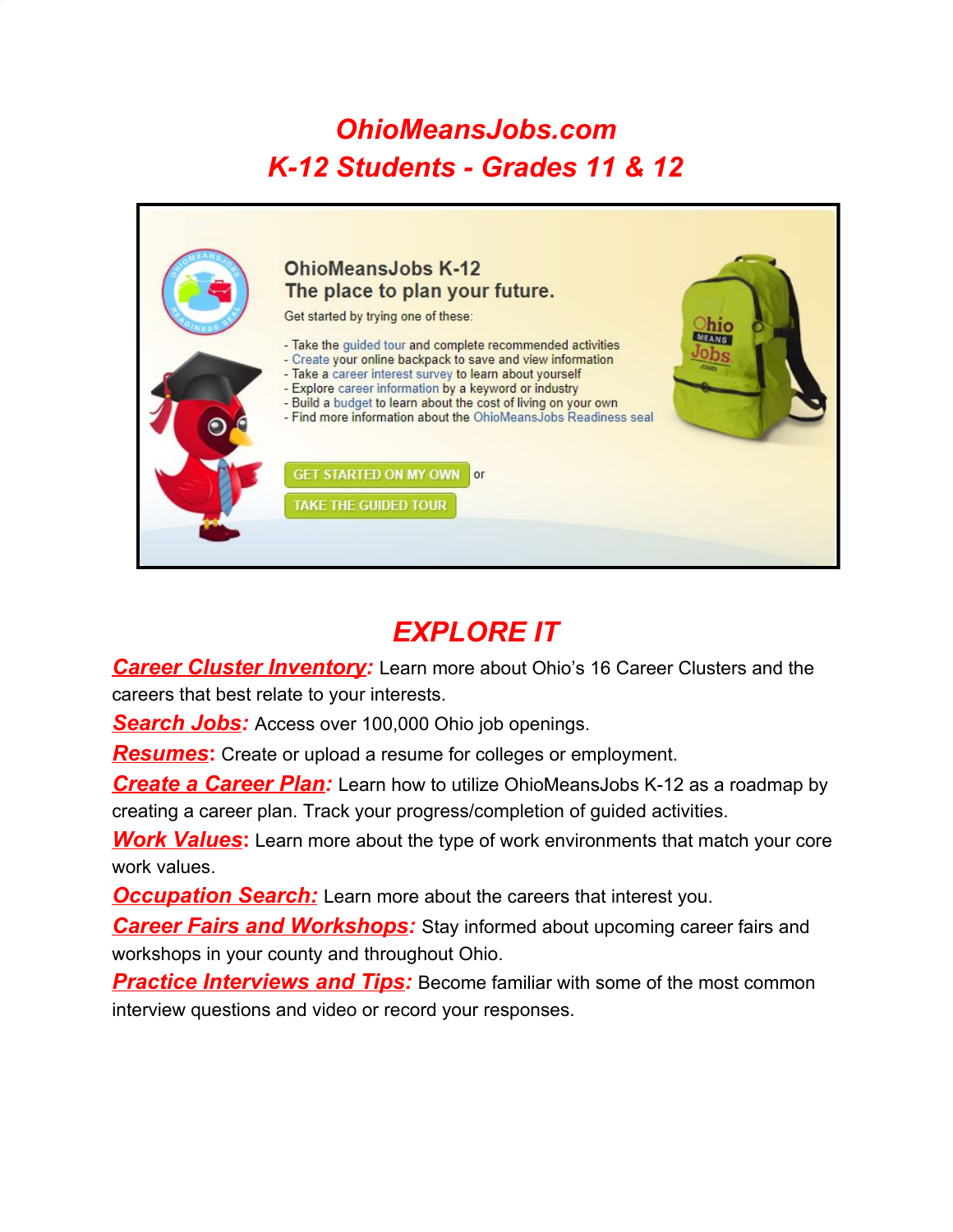# OhioMeansJobs.com
# K-12 Students - Grades 11 & 12

OhioMeansJobs K-12
The place to plan your future.

Get started by trying one of these:

- Take the guided tour and complete recommended activities
- Create your online backpack to save and view information
- Take a career interest survey to learn about yourself
- Explore career information by a keyword or industry
- Build a budget to learn about the cost of living on your own
- Find more information about the OhioMeansJobs Readiness seal

GET STARTED ON MY OWN or

TAKE THE GUIDED TOUR

## EXPLORE IT

***Career Cluster Inventory:*** Learn more about Ohio's 16 Career Clusters and the careers that best relate to your interests.

***Search Jobs:*** Access over 100,000 Ohio job openings.

***Resumes*****:** Create or upload a resume for colleges or employment.

***Create a Career Plan:*** Learn how to utilize OhioMeansJobs K-12 as a roadmap by creating a career plan. Track your progress/completion of guided activities.

***Work Values*****:** Learn more about the type of work environments that match your core work values.

***Occupation Search:*** Learn more about the careers that interest you.

***Career Fairs and Workshops:*** Stay informed about upcoming career fairs and workshops in your county and throughout Ohio.

***Practice Interviews and Tips:*** Become familiar with some of the most common interview questions and video or record your responses.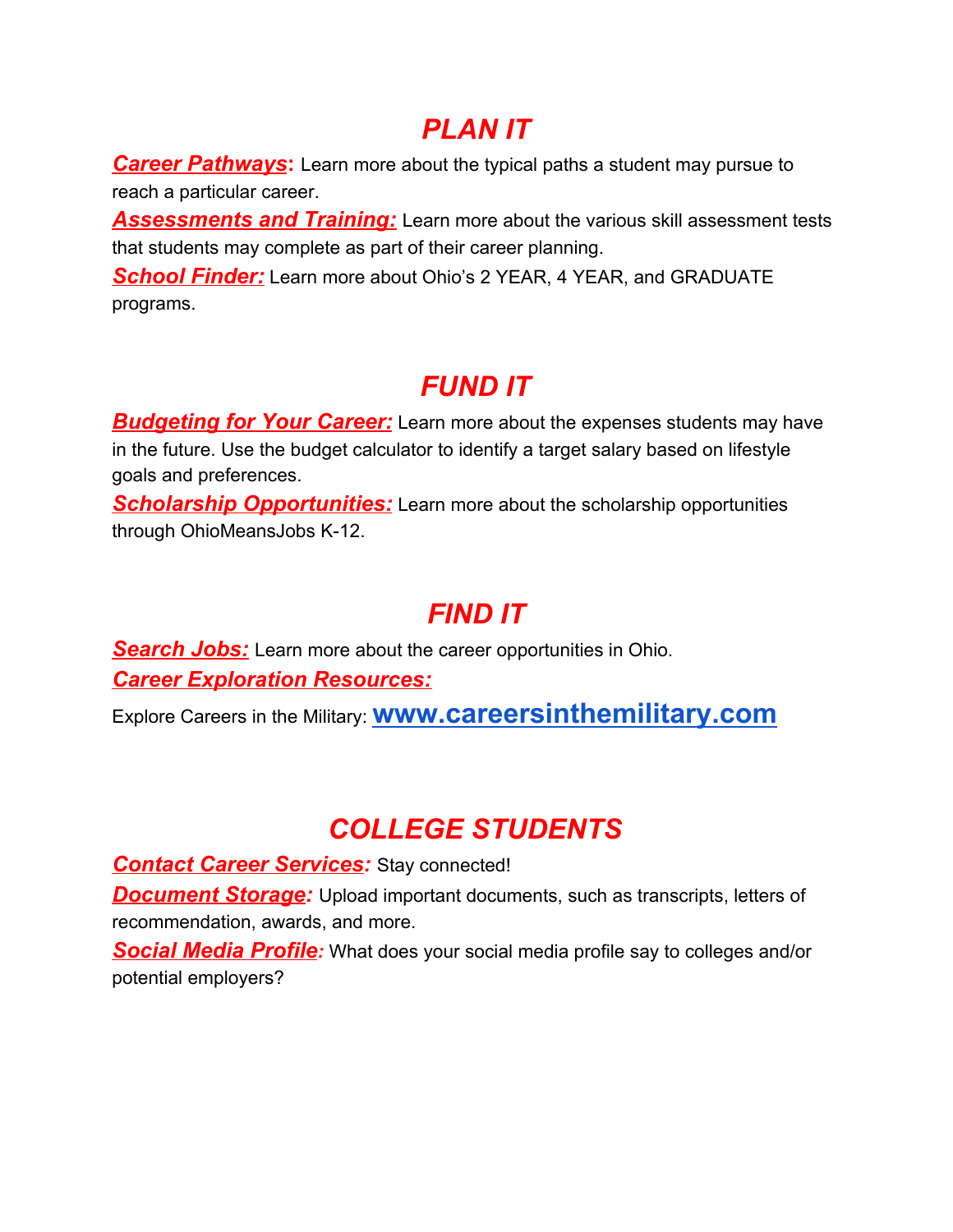## *PLAN IT*

***Career Pathways*:** Learn more about the typical paths a student may pursue to reach a particular career.

***Assessments and Training:*** Learn more about the various skill assessment tests that students may complete as part of their career planning.

***School Finder:*** Learn more about Ohio's 2 YEAR, 4 YEAR, and GRADUATE programs.

## *FUND IT*

***Budgeting for Your Career:*** Learn more about the expenses students may have in the future. Use the budget calculator to identify a target salary based on lifestyle goals and preferences.

***Scholarship Opportunities:*** Learn more about the scholarship opportunities through OhioMeansJobs K-12.

## *FIND IT*

***Search Jobs:*** Learn more about the career opportunities in Ohio.

***Career Exploration Resources:***

Explore Careers in the Military: **www.careersinthemilitary.com**

## *COLLEGE STUDENTS*

***Contact Career Services:*** Stay connected!

***Document Storage:*** Upload important documents, such as transcripts, letters of recommendation, awards, and more.

***Social Media Profile:*** What does your social media profile say to colleges and/or potential employers?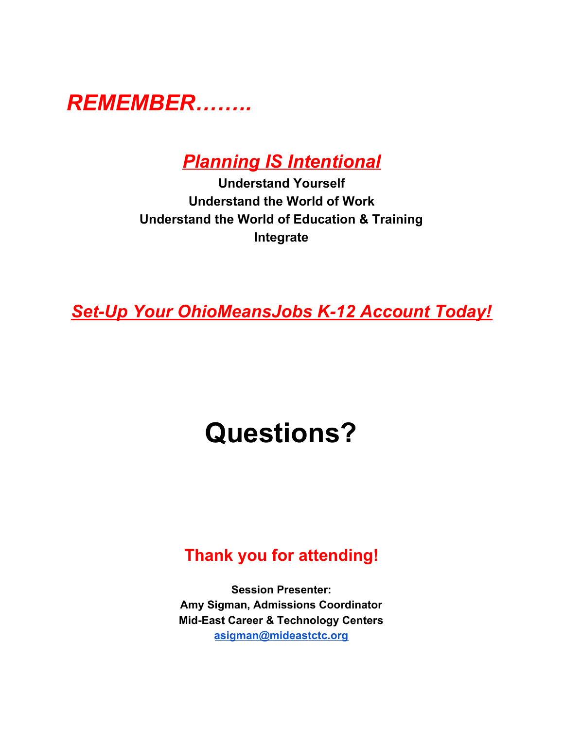# *REMEMBER……..*

## ***Planning IS Intentional***

**Understand Yourself**
**Understand the World of Work**
**Understand the World of Education & Training**
**Integrate**

## ***Set-Up Your OhioMeansJobs K-12 Account Today!***

# Questions?

## Thank you for attending!

**Session Presenter:**
**Amy Sigman, Admissions Coordinator**
**Mid-East Career & Technology Centers**
**asigman@mideastctc.org**